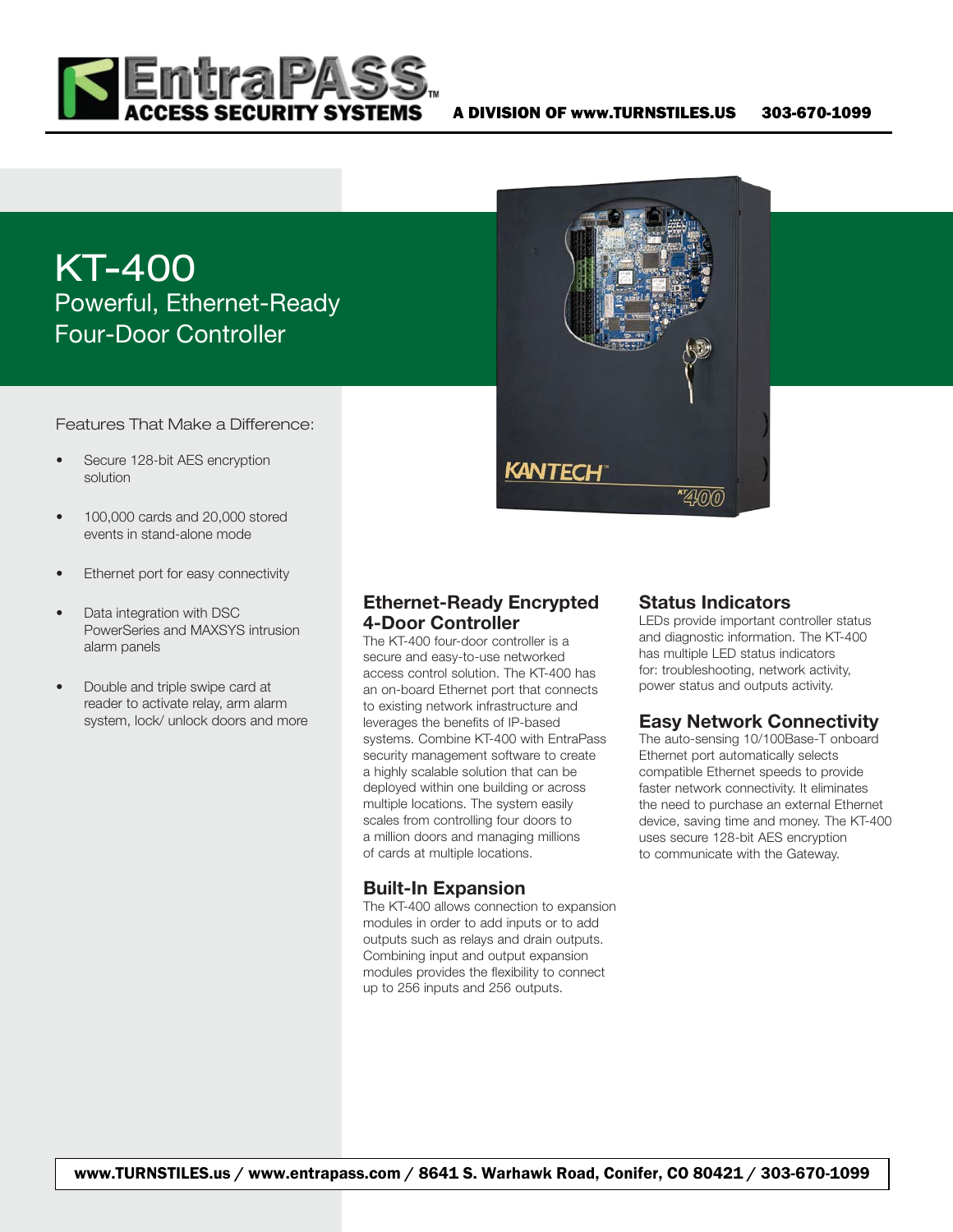EntraPASS™ ACCESS SECURITY SYSTEMS — A DIVISION OF www.TURNSTILES.US 303-670-1099

# KT-400

## Powerful, Ethernet-Ready Four-Door Controller

Features That Make a Difference:

- Secure 128-bit AES encryption solution
- 100,000 cards and 20,000 stored events in stand-alone mode
- Ethernet port for easy connectivity
- Data integration with DSC PowerSeries and MAXSYS intrusion alarm panels
- Double and triple swipe card at reader to activate relay, arm alarm system, lock/ unlock doors and more

### Ethernet-Ready Encrypted 4-Door Controller

The KT-400 four-door controller is a secure and easy-to-use networked access control solution. The KT-400 has an on-board Ethernet port that connects to existing network infrastructure and leverages the benefits of IP-based systems. Combine KT-400 with EntraPass security management software to create a highly scalable solution that can be deployed within one building or across multiple locations. The system easily scales from controlling four doors to a million doors and managing millions of cards at multiple locations.

### Built-In Expansion

The KT-400 allows connection to expansion modules in order to add inputs or to add outputs such as relays and drain outputs. Combining input and output expansion modules provides the flexibility to connect up to 256 inputs and 256 outputs.

### Status Indicators

LEDs provide important controller status and diagnostic information. The KT-400 has multiple LED status indicators for: troubleshooting, network activity, power status and outputs activity.

### Easy Network Connectivity

The auto-sensing 10/100Base-T onboard Ethernet port automatically selects compatible Ethernet speeds to provide faster network connectivity. It eliminates the need to purchase an external Ethernet device, saving time and money. The KT-400 uses secure 128-bit AES encryption to communicate with the Gateway.

www.TURNSTILES.us / www.entrapass.com / 8641 S. Warhawk Road, Conifer, CO 80421 / 303-670-1099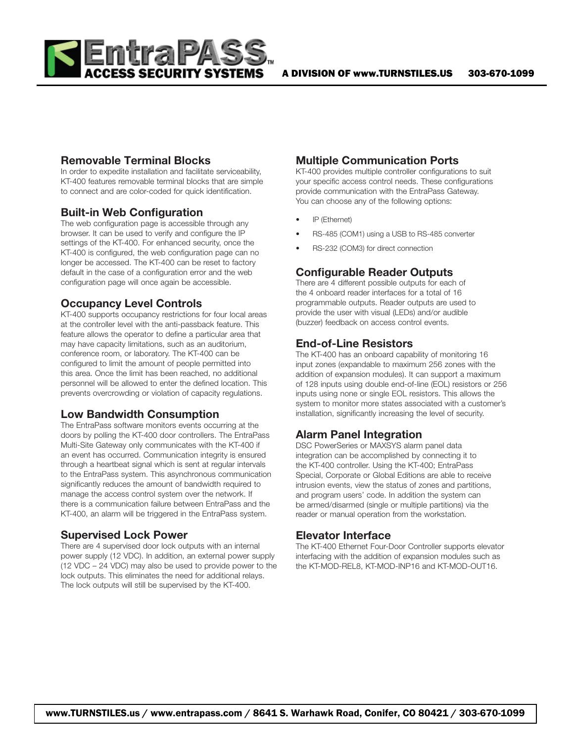## Removable Terminal Blocks

In order to expedite installation and facilitate serviceability, KT-400 features removable terminal blocks that are simple to connect and are color-coded for quick identification.

## Built-in Web Configuration

The web configuration page is accessible through any browser. It can be used to verify and configure the IP settings of the KT-400. For enhanced security, once the KT-400 is configured, the web configuration page can no longer be accessed. The KT-400 can be reset to factory default in the case of a configuration error and the web configuration page will once again be accessible.

## Occupancy Level Controls

KT-400 supports occupancy restrictions for four local areas at the controller level with the anti-passback feature. This feature allows the operator to define a particular area that may have capacity limitations, such as an auditorium, conference room, or laboratory. The KT-400 can be configured to limit the amount of people permitted into this area. Once the limit has been reached, no additional personnel will be allowed to enter the defined location. This prevents overcrowding or violation of capacity regulations.

## Low Bandwidth Consumption

The EntraPass software monitors events occurring at the doors by polling the KT-400 door controllers. The EntraPass Multi-Site Gateway only communicates with the KT-400 if an event has occurred. Communication integrity is ensured through a heartbeat signal which is sent at regular intervals to the EntraPass system. This asynchronous communication significantly reduces the amount of bandwidth required to manage the access control system over the network. If there is a communication failure between EntraPass and the KT-400, an alarm will be triggered in the EntraPass system.

## Supervised Lock Power

There are 4 supervised door lock outputs with an internal power supply (12 VDC). In addition, an external power supply (12 VDC – 24 VDC) may also be used to provide power to the lock outputs. This eliminates the need for additional relays. The lock outputs will still be supervised by the KT-400.

## Multiple Communication Ports

KT-400 provides multiple controller configurations to suit your specific access control needs. These configurations provide communication with the EntraPass Gateway. You can choose any of the following options:

- IP (Ethernet)
- RS-485 (COM1) using a USB to RS-485 converter
- RS-232 (COM3) for direct connection

## Configurable Reader Outputs

There are 4 different possible outputs for each of the 4 onboard reader interfaces for a total of 16 programmable outputs. Reader outputs are used to provide the user with visual (LEDs) and/or audible (buzzer) feedback on access control events.

## End-of-Line Resistors

The KT-400 has an onboard capability of monitoring 16 input zones (expandable to maximum 256 zones with the addition of expansion modules). It can support a maximum of 128 inputs using double end-of-line (EOL) resistors or 256 inputs using none or single EOL resistors. This allows the system to monitor more states associated with a customer's installation, significantly increasing the level of security.

## Alarm Panel Integration

DSC PowerSeries or MAXSYS alarm panel data integration can be accomplished by connecting it to the KT-400 controller. Using the KT-400; EntraPass Special, Corporate or Global Editions are able to receive intrusion events, view the status of zones and partitions, and program users' code. In addition the system can be armed/disarmed (single or multiple partitions) via the reader or manual operation from the workstation.

## Elevator Interface

The KT-400 Ethernet Four-Door Controller supports elevator interfacing with the addition of expansion modules such as the KT-MOD-REL8, KT-MOD-INP16 and KT-MOD-OUT16.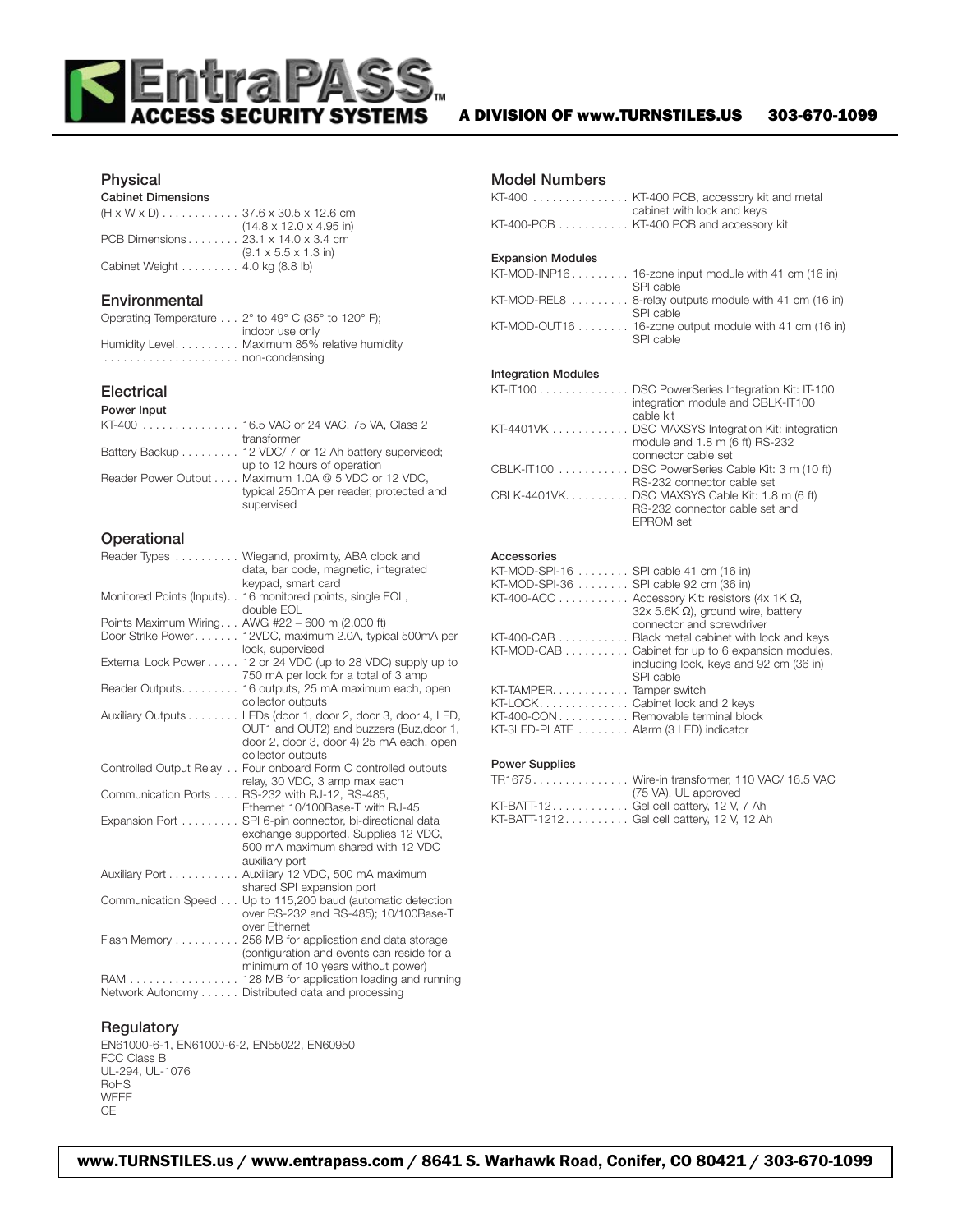## Physical

**Cabinet Dimensions**

| | |
|---|---|
| (H x W x D) | 37.6 x 30.5 x 12.6 cm (14.8 x 12.0 x 4.95 in) |
| PCB Dimensions | 23.1 x 14.0 x 3.4 cm (9.1 x 5.5 x 1.3 in) |
| Cabinet Weight | 4.0 kg (8.8 lb) |

## Environmental

| | |
|---|---|
| Operating Temperature | 2° to 49° C (35° to 120° F); indoor use only |
| Humidity Level | Maximum 85% relative humidity non-condensing |

## Electrical

**Power Input**

| | |
|---|---|
| KT-400 | 16.5 VAC or 24 VAC, 75 VA, Class 2 transformer |
| Battery Backup | 12 VDC/ 7 or 12 Ah battery supervised; up to 12 hours of operation |
| Reader Power Output | Maximum 1.0A @ 5 VDC or 12 VDC, typical 250mA per reader, protected and supervised |

## Operational

| | |
|---|---|
| Reader Types | Wiegand, proximity, ABA clock and data, bar code, magnetic, integrated keypad, smart card |
| Monitored Points (Inputs) | 16 monitored points, single EOL, double EOL |
| Points Maximum Wiring | AWG #22 – 600 m (2,000 ft) |
| Door Strike Power | 12VDC, maximum 2.0A, typical 500mA per lock, supervised |
| External Lock Power | 12 or 24 VDC (up to 28 VDC) supply up to 750 mA per lock for a total of 3 amp |
| Reader Outputs | 16 outputs, 25 mA maximum each, open collector outputs |
| Auxiliary Outputs | LEDs (door 1, door 2, door 3, door 4, LED, OUT1 and OUT2) and buzzers (Buz,door 1, door 2, door 3, door 4) 25 mA each, open collector outputs |
| Controlled Output Relay | Four onboard Form C controlled outputs relay, 30 VDC, 3 amp max each |
| Communication Ports | RS-232 with RJ-12, RS-485, Ethernet 10/100Base-T with RJ-45 |
| Expansion Port | SPI 6-pin connector, bi-directional data exchange supported. Supplies 12 VDC, 500 mA maximum shared with 12 VDC auxiliary port |
| Auxiliary Port | Auxiliary 12 VDC, 500 mA maximum shared SPI expansion port |
| Communication Speed | Up to 115,200 baud (automatic detection over RS-232 and RS-485); 10/100Base-T over Ethernet |
| Flash Memory | 256 MB for application and data storage (configuration and events can reside for a minimum of 10 years without power) |
| RAM | 128 MB for application loading and running |
| Network Autonomy | Distributed data and processing |

## Regulatory

EN61000-6-1, EN61000-6-2, EN55022, EN60950
FCC Class B
UL-294, UL-1076
RoHS
WEEE
CE

## Model Numbers

| | |
|---|---|
| KT-400 | KT-400 PCB, accessory kit and metal cabinet with lock and keys |
| KT-400-PCB | KT-400 PCB and accessory kit |

**Expansion Modules**

| | |
|---|---|
| KT-MOD-INP16 | 16-zone input module with 41 cm (16 in) SPI cable |
| KT-MOD-REL8 | 8-relay outputs module with 41 cm (16 in) SPI cable |
| KT-MOD-OUT16 | 16-zone output module with 41 cm (16 in) SPI cable |

**Integration Modules**

| | |
|---|---|
| KT-IT100 | DSC PowerSeries Integration Kit: IT-100 integration module and CBLK-IT100 cable kit |
| KT-4401VK | DSC MAXSYS Integration Kit: integration module and 1.8 m (6 ft) RS-232 connector cable set |
| CBLK-IT100 | DSC PowerSeries Cable Kit: 3 m (10 ft) RS-232 connector cable set |
| CBLK-4401VK | DSC MAXSYS Cable Kit: 1.8 m (6 ft) RS-232 connector cable set and EPROM set |

**Accessories**

| | |
|---|---|
| KT-MOD-SPI-16 | SPI cable 41 cm (16 in) |
| KT-MOD-SPI-36 | SPI cable 92 cm (36 in) |
| KT-400-ACC | Accessory Kit: resistors (4x 1K Ω, 32x 5.6K Ω), ground wire, battery connector and screwdriver |
| KT-400-CAB | Black metal cabinet with lock and keys |
| KT-MOD-CAB | Cabinet for up to 6 expansion modules, including lock, keys and 92 cm (36 in) SPI cable |
| KT-TAMPER | Tamper switch |
| KT-LOCK | Cabinet lock and 2 keys |
| KT-400-CON | Removable terminal block |
| KT-3LED-PLATE | Alarm (3 LED) indicator |

**Power Supplies**

| | |
|---|---|
| TR1675 | Wire-in transformer, 110 VAC/ 16.5 VAC (75 VA), UL approved |
| KT-BATT-12 | Gel cell battery, 12 V, 7 Ah |
| KT-BATT-1212 | Gel cell battery, 12 V, 12 Ah |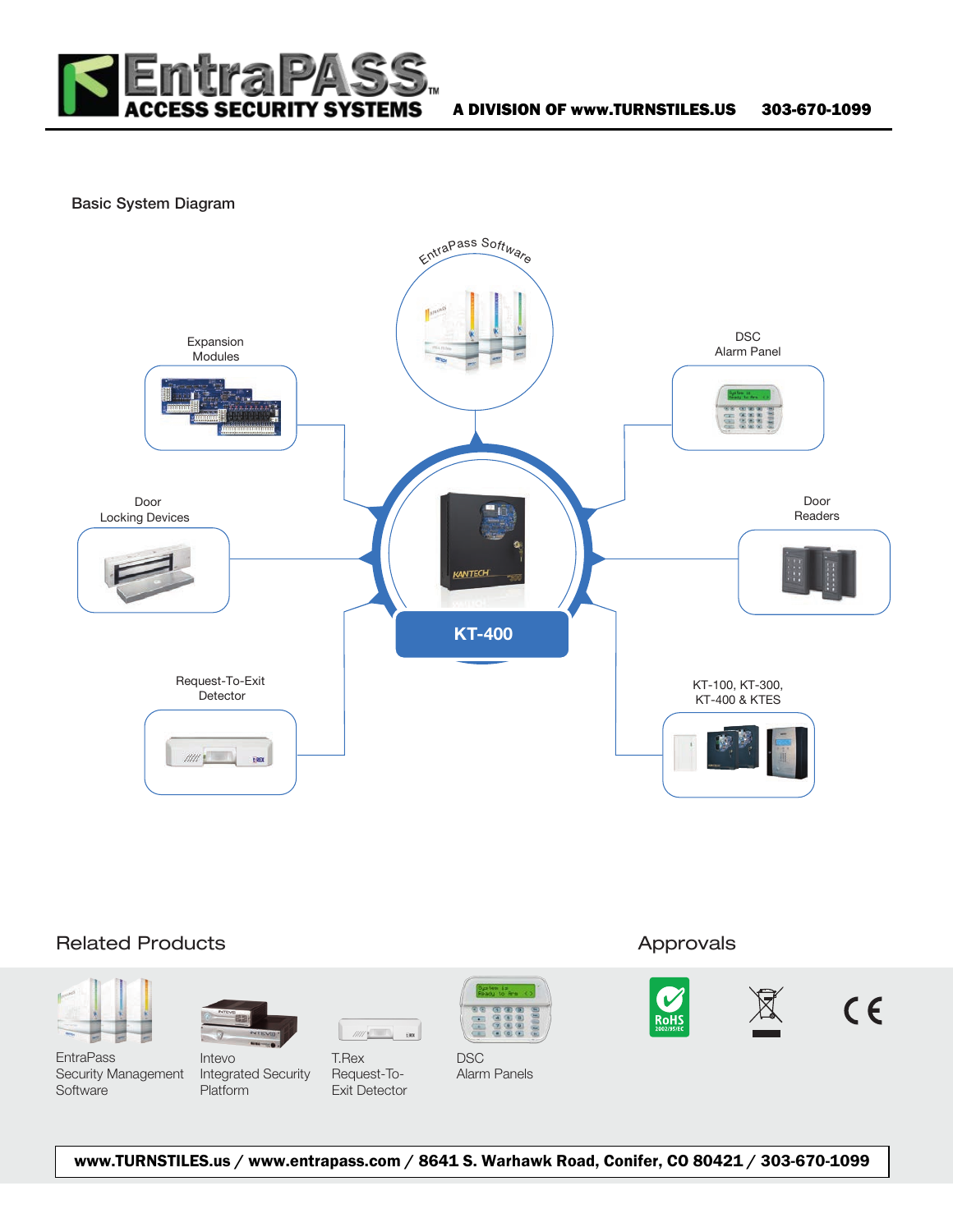## Basic System Diagram

EntraPass Software

Expansion Modules

DSC Alarm Panel

Door Locking Devices

Door Readers

KT-400

Request-To-Exit Detector

KT-100, KT-300, KT-400 & KTES

## Related Products

EntraPass Security Management Software

Intevo Integrated Security Platform

T.Rex Request-To-Exit Detector

DSC Alarm Panels

## Approvals

RoHS 2002/95/EC

CE

**www.TURNSTILES.us / www.entrapass.com / 8641 S. Warhawk Road, Conifer, CO 80421 / 303-670-1099**